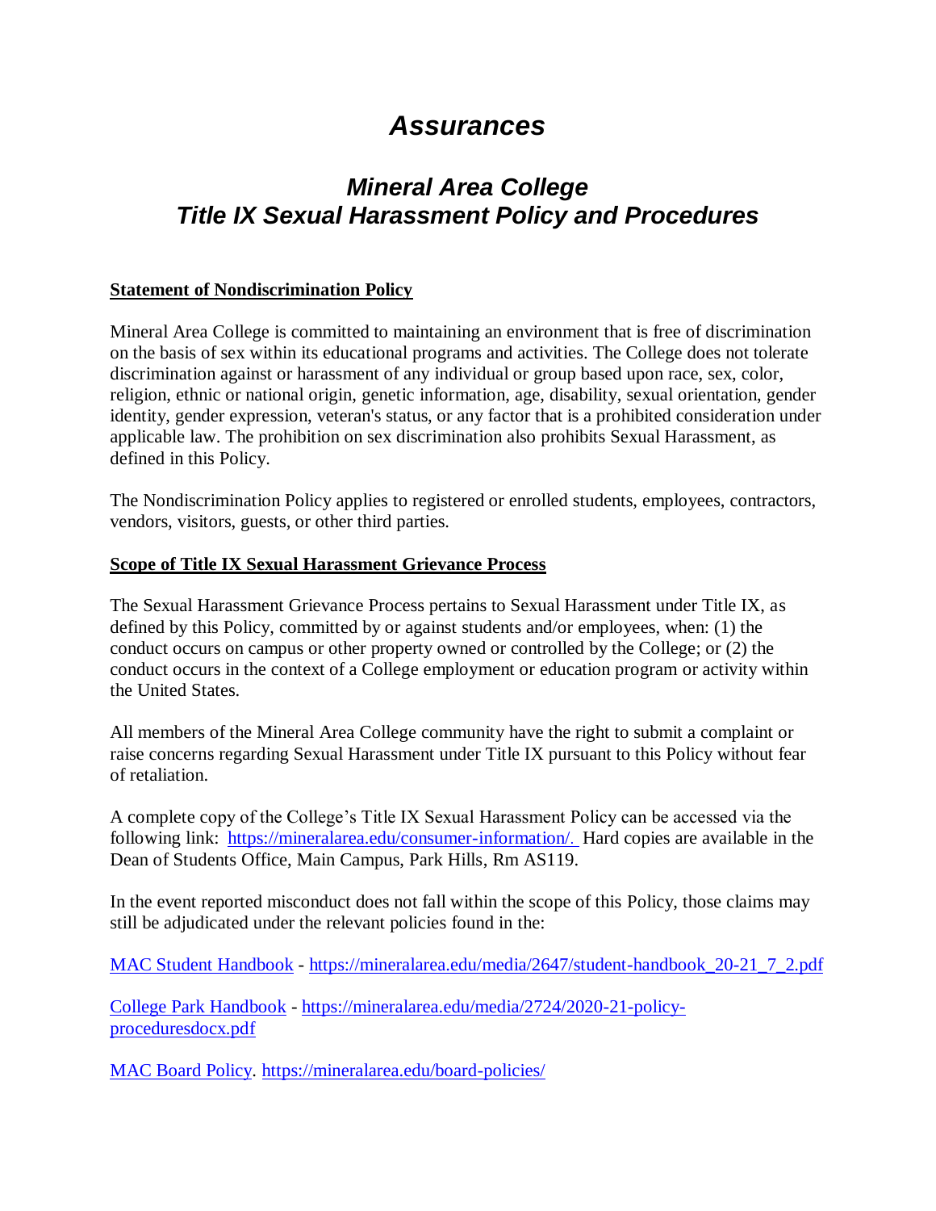# *Assurances*

## *Mineral Area College*
## *Title IX Sexual Harassment Policy and Procedures*

**Statement of Nondiscrimination Policy**

Mineral Area College is committed to maintaining an environment that is free of discrimination on the basis of sex within its educational programs and activities. The College does not tolerate discrimination against or harassment of any individual or group based upon race, sex, color, religion, ethnic or national origin, genetic information, age, disability, sexual orientation, gender identity, gender expression, veteran's status, or any factor that is a prohibited consideration under applicable law. The prohibition on sex discrimination also prohibits Sexual Harassment, as defined in this Policy.

The Nondiscrimination Policy applies to registered or enrolled students, employees, contractors, vendors, visitors, guests, or other third parties.

**Scope of Title IX Sexual Harassment Grievance Process**

The Sexual Harassment Grievance Process pertains to Sexual Harassment under Title IX, as defined by this Policy, committed by or against students and/or employees, when: (1) the conduct occurs on campus or other property owned or controlled by the College; or (2) the conduct occurs in the context of a College employment or education program or activity within the United States.

All members of the Mineral Area College community have the right to submit a complaint or raise concerns regarding Sexual Harassment under Title IX pursuant to this Policy without fear of retaliation.

A complete copy of the College's Title IX Sexual Harassment Policy can be accessed via the following link: [https://mineralarea.edu/consumer-information/.](https://mineralarea.edu/consumer-information/) Hard copies are available in the Dean of Students Office, Main Campus, Park Hills, Rm AS119.

In the event reported misconduct does not fall within the scope of this Policy, those claims may still be adjudicated under the relevant policies found in the:

[MAC Student Handbook](https://mineralarea.edu/media/2647/student-handbook_20-21_7_2.pdf) - [https://mineralarea.edu/media/2647/student-handbook_20-21_7_2.pdf](https://mineralarea.edu/media/2647/student-handbook_20-21_7_2.pdf)

[College Park Handbook](https://mineralarea.edu/media/2724/2020-21-policy-proceduresdocx.pdf) - [https://mineralarea.edu/media/2724/2020-21-policy-proceduresdocx.pdf](https://mineralarea.edu/media/2724/2020-21-policy-proceduresdocx.pdf)

[MAC Board Policy](https://mineralarea.edu/board-policies/). [https://mineralarea.edu/board-policies/](https://mineralarea.edu/board-policies/)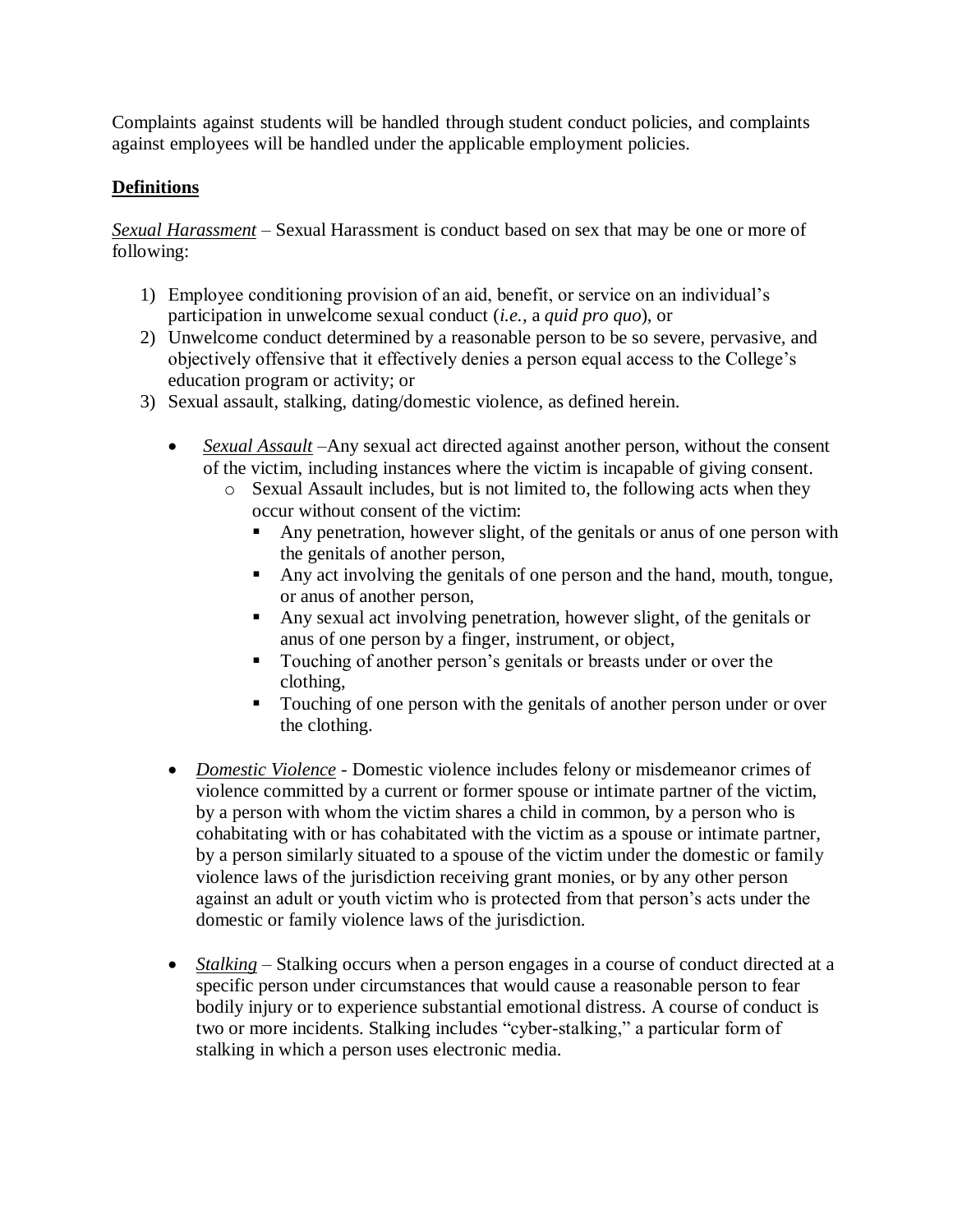Complaints against students will be handled through student conduct policies, and complaints against employees will be handled under the applicable employment policies.

## **Definitions**

*Sexual Harassment* – Sexual Harassment is conduct based on sex that may be one or more of following:

1) Employee conditioning provision of an aid, benefit, or service on an individual's participation in unwelcome sexual conduct (*i.e.*, a *quid pro quo*), or
2) Unwelcome conduct determined by a reasonable person to be so severe, pervasive, and objectively offensive that it effectively denies a person equal access to the College's education program or activity; or
3) Sexual assault, stalking, dating/domestic violence, as defined herein.

- *Sexual Assault* –Any sexual act directed against another person, without the consent of the victim, including instances where the victim is incapable of giving consent.
  - Sexual Assault includes, but is not limited to, the following acts when they occur without consent of the victim:
    - Any penetration, however slight, of the genitals or anus of one person with the genitals of another person,
    - Any act involving the genitals of one person and the hand, mouth, tongue, or anus of another person,
    - Any sexual act involving penetration, however slight, of the genitals or anus of one person by a finger, instrument, or object,
    - Touching of another person's genitals or breasts under or over the clothing,
    - Touching of one person with the genitals of another person under or over the clothing.

- *Domestic Violence* - Domestic violence includes felony or misdemeanor crimes of violence committed by a current or former spouse or intimate partner of the victim, by a person with whom the victim shares a child in common, by a person who is cohabitating with or has cohabitated with the victim as a spouse or intimate partner, by a person similarly situated to a spouse of the victim under the domestic or family violence laws of the jurisdiction receiving grant monies, or by any other person against an adult or youth victim who is protected from that person's acts under the domestic or family violence laws of the jurisdiction.

- *Stalking* – Stalking occurs when a person engages in a course of conduct directed at a specific person under circumstances that would cause a reasonable person to fear bodily injury or to experience substantial emotional distress. A course of conduct is two or more incidents. Stalking includes "cyber-stalking," a particular form of stalking in which a person uses electronic media.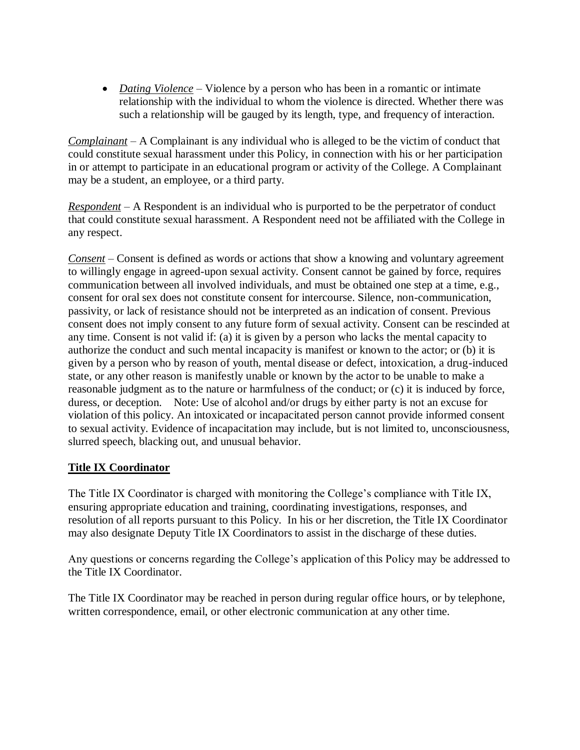- *Dating Violence* – Violence by a person who has been in a romantic or intimate relationship with the individual to whom the violence is directed. Whether there was such a relationship will be gauged by its length, type, and frequency of interaction.

*Complainant* – A Complainant is any individual who is alleged to be the victim of conduct that could constitute sexual harassment under this Policy, in connection with his or her participation in or attempt to participate in an educational program or activity of the College. A Complainant may be a student, an employee, or a third party.

*Respondent* – A Respondent is an individual who is purported to be the perpetrator of conduct that could constitute sexual harassment. A Respondent need not be affiliated with the College in any respect.

*Consent* – Consent is defined as words or actions that show a knowing and voluntary agreement to willingly engage in agreed-upon sexual activity. Consent cannot be gained by force, requires communication between all involved individuals, and must be obtained one step at a time, e.g., consent for oral sex does not constitute consent for intercourse. Silence, non-communication, passivity, or lack of resistance should not be interpreted as an indication of consent. Previous consent does not imply consent to any future form of sexual activity. Consent can be rescinded at any time. Consent is not valid if: (a) it is given by a person who lacks the mental capacity to authorize the conduct and such mental incapacity is manifest or known to the actor; or (b) it is given by a person who by reason of youth, mental disease or defect, intoxication, a drug-induced state, or any other reason is manifestly unable or known by the actor to be unable to make a reasonable judgment as to the nature or harmfulness of the conduct; or (c) it is induced by force, duress, or deception. Note: Use of alcohol and/or drugs by either party is not an excuse for violation of this policy. An intoxicated or incapacitated person cannot provide informed consent to sexual activity. Evidence of incapacitation may include, but is not limited to, unconsciousness, slurred speech, blacking out, and unusual behavior.

## Title IX Coordinator

The Title IX Coordinator is charged with monitoring the College's compliance with Title IX, ensuring appropriate education and training, coordinating investigations, responses, and resolution of all reports pursuant to this Policy. In his or her discretion, the Title IX Coordinator may also designate Deputy Title IX Coordinators to assist in the discharge of these duties.

Any questions or concerns regarding the College's application of this Policy may be addressed to the Title IX Coordinator.

The Title IX Coordinator may be reached in person during regular office hours, or by telephone, written correspondence, email, or other electronic communication at any other time.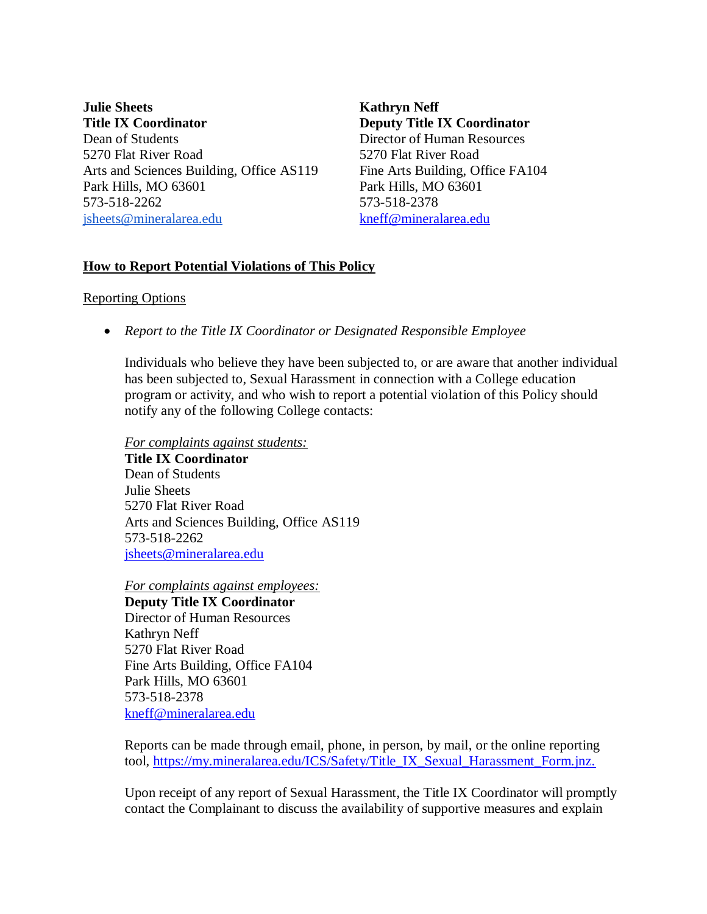**Julie Sheets**
**Title IX Coordinator**
Dean of Students
5270 Flat River Road
Arts and Sciences Building, Office AS119
Park Hills, MO 63601
573-518-2262
[jsheets@mineralarea.edu](mailto:jsheets@mineralarea.edu)

**Kathryn Neff**
**Deputy Title IX Coordinator**
Director of Human Resources
5270 Flat River Road
Fine Arts Building, Office FA104
Park Hills, MO 63601
573-518-2378
[kneff@mineralarea.edu](mailto:kneff@mineralarea.edu)

## How to Report Potential Violations of This Policy

### Reporting Options

- *Report to the Title IX Coordinator or Designated Responsible Employee*

  Individuals who believe they have been subjected to, or are aware that another individual has been subjected to, Sexual Harassment in connection with a College education program or activity, and who wish to report a potential violation of this Policy should notify any of the following College contacts:

  *For complaints against students:*
  **Title IX Coordinator**
  Dean of Students
  Julie Sheets
  5270 Flat River Road
  Arts and Sciences Building, Office AS119
  573-518-2262
  [jsheets@mineralarea.edu](mailto:jsheets@mineralarea.edu)

  *For complaints against employees:*
  **Deputy Title IX Coordinator**
  Director of Human Resources
  Kathryn Neff
  5270 Flat River Road
  Fine Arts Building, Office FA104
  Park Hills, MO 63601
  573-518-2378
  [kneff@mineralarea.edu](mailto:kneff@mineralarea.edu)

  Reports can be made through email, phone, in person, by mail, or the online reporting tool, [https://my.mineralarea.edu/ICS/Safety/Title_IX_Sexual_Harassment_Form.jnz.](https://my.mineralarea.edu/ICS/Safety/Title_IX_Sexual_Harassment_Form.jnz)

  Upon receipt of any report of Sexual Harassment, the Title IX Coordinator will promptly contact the Complainant to discuss the availability of supportive measures and explain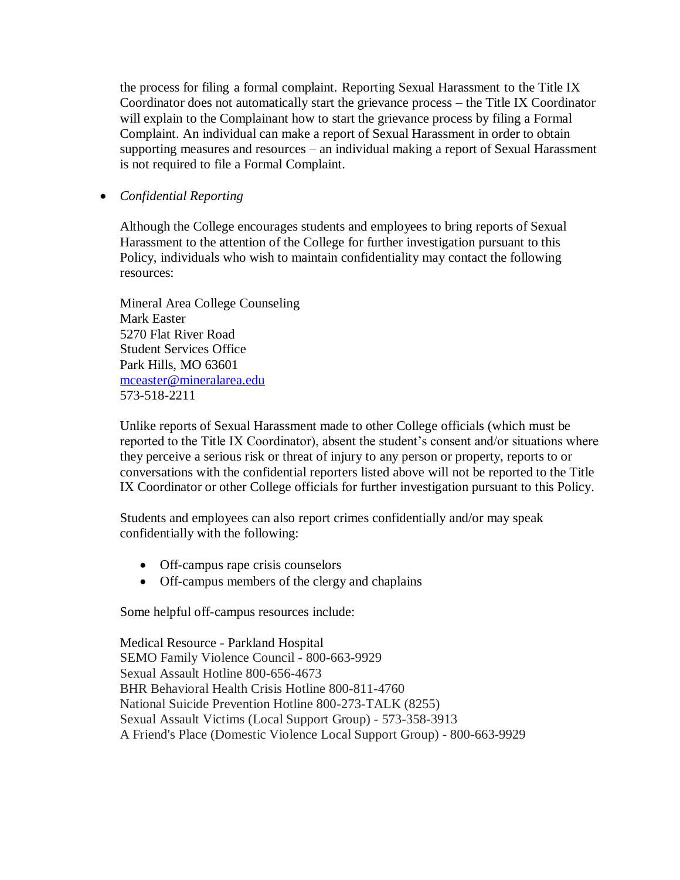the process for filing a formal complaint. Reporting Sexual Harassment to the Title IX Coordinator does not automatically start the grievance process – the Title IX Coordinator will explain to the Complainant how to start the grievance process by filing a Formal Complaint. An individual can make a report of Sexual Harassment in order to obtain supporting measures and resources – an individual making a report of Sexual Harassment is not required to file a Formal Complaint.

- *Confidential Reporting*

  Although the College encourages students and employees to bring reports of Sexual Harassment to the attention of the College for further investigation pursuant to this Policy, individuals who wish to maintain confidentiality may contact the following resources:

  Mineral Area College Counseling
  Mark Easter
  5270 Flat River Road
  Student Services Office
  Park Hills, MO 63601
  mceaster@mineralarea.edu
  573-518-2211

  Unlike reports of Sexual Harassment made to other College officials (which must be reported to the Title IX Coordinator), absent the student's consent and/or situations where they perceive a serious risk or threat of injury to any person or property, reports to or conversations with the confidential reporters listed above will not be reported to the Title IX Coordinator or other College officials for further investigation pursuant to this Policy.

  Students and employees can also report crimes confidentially and/or may speak confidentially with the following:

  - Off-campus rape crisis counselors
  - Off-campus members of the clergy and chaplains

  Some helpful off-campus resources include:

  Medical Resource - Parkland Hospital
  SEMO Family Violence Council - 800-663-9929
  Sexual Assault Hotline 800-656-4673
  BHR Behavioral Health Crisis Hotline 800-811-4760
  National Suicide Prevention Hotline 800-273-TALK (8255)
  Sexual Assault Victims (Local Support Group) - 573-358-3913
  A Friend's Place (Domestic Violence Local Support Group) - 800-663-9929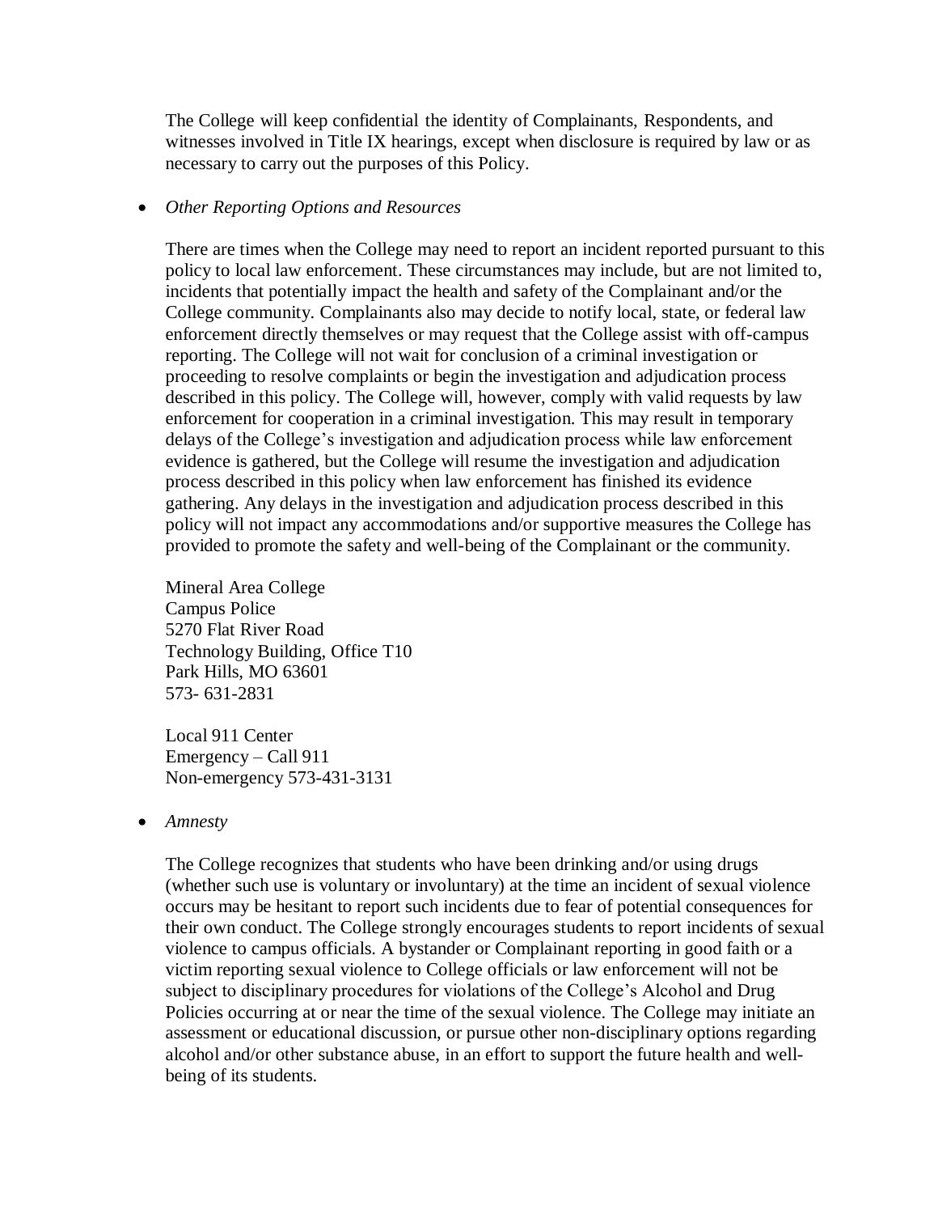The College will keep confidential the identity of Complainants, Respondents, and witnesses involved in Title IX hearings, except when disclosure is required by law or as necessary to carry out the purposes of this Policy.

- *Other Reporting Options and Resources*

  There are times when the College may need to report an incident reported pursuant to this policy to local law enforcement. These circumstances may include, but are not limited to, incidents that potentially impact the health and safety of the Complainant and/or the College community. Complainants also may decide to notify local, state, or federal law enforcement directly themselves or may request that the College assist with off-campus reporting. The College will not wait for conclusion of a criminal investigation or proceeding to resolve complaints or begin the investigation and adjudication process described in this policy. The College will, however, comply with valid requests by law enforcement for cooperation in a criminal investigation. This may result in temporary delays of the College's investigation and adjudication process while law enforcement evidence is gathered, but the College will resume the investigation and adjudication process described in this policy when law enforcement has finished its evidence gathering. Any delays in the investigation and adjudication process described in this policy will not impact any accommodations and/or supportive measures the College has provided to promote the safety and well-being of the Complainant or the community.

  Mineral Area College
  Campus Police
  5270 Flat River Road
  Technology Building, Office T10
  Park Hills, MO 63601
  573- 631-2831

  Local 911 Center
  Emergency – Call 911
  Non-emergency 573-431-3131

- *Amnesty*

  The College recognizes that students who have been drinking and/or using drugs (whether such use is voluntary or involuntary) at the time an incident of sexual violence occurs may be hesitant to report such incidents due to fear of potential consequences for their own conduct. The College strongly encourages students to report incidents of sexual violence to campus officials. A bystander or Complainant reporting in good faith or a victim reporting sexual violence to College officials or law enforcement will not be subject to disciplinary procedures for violations of the College's Alcohol and Drug Policies occurring at or near the time of the sexual violence. The College may initiate an assessment or educational discussion, or pursue other non-disciplinary options regarding alcohol and/or other substance abuse, in an effort to support the future health and well-being of its students.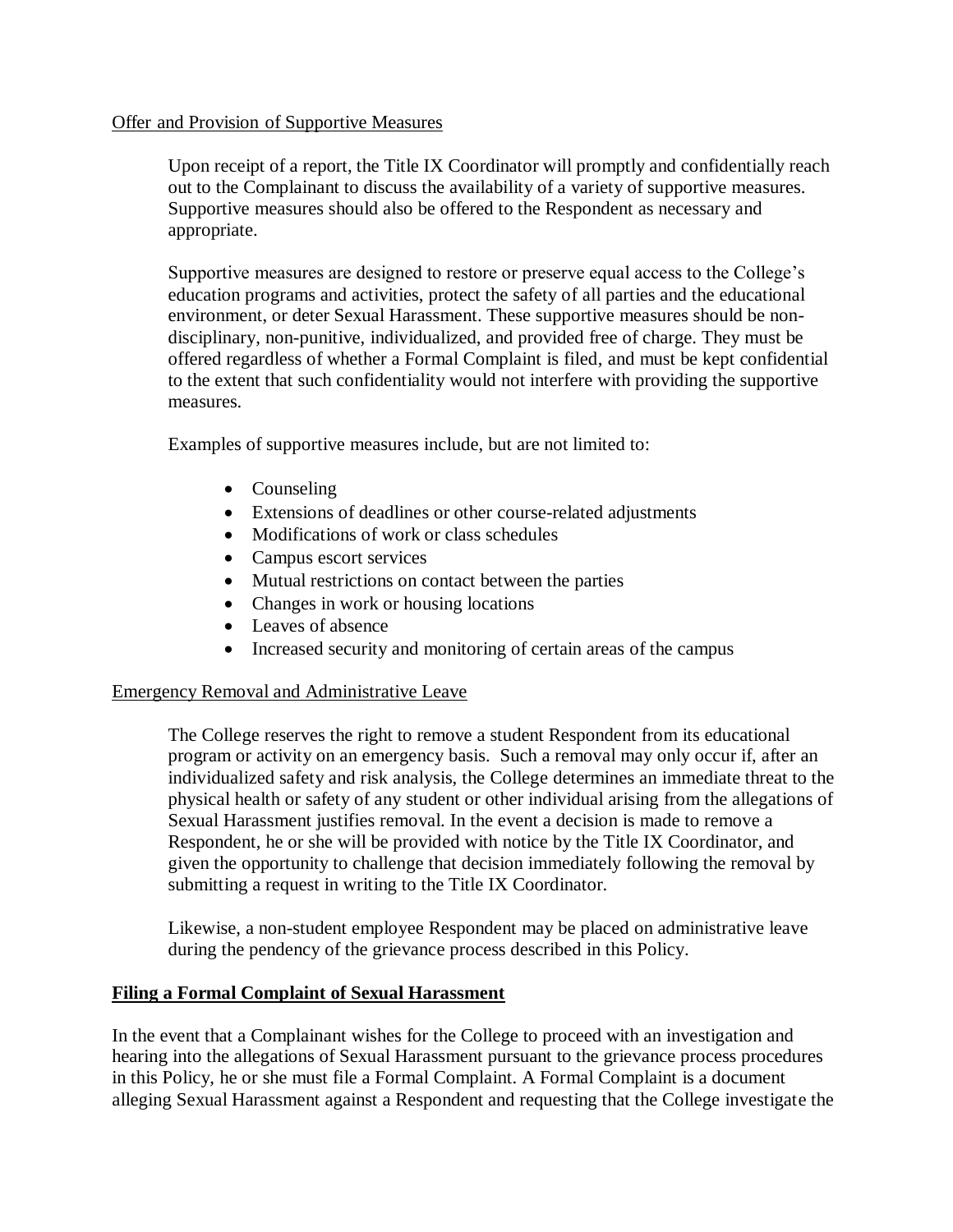Offer and Provision of Supportive Measures

Upon receipt of a report, the Title IX Coordinator will promptly and confidentially reach out to the Complainant to discuss the availability of a variety of supportive measures. Supportive measures should also be offered to the Respondent as necessary and appropriate.

Supportive measures are designed to restore or preserve equal access to the College's education programs and activities, protect the safety of all parties and the educational environment, or deter Sexual Harassment. These supportive measures should be non-disciplinary, non-punitive, individualized, and provided free of charge. They must be offered regardless of whether a Formal Complaint is filed, and must be kept confidential to the extent that such confidentiality would not interfere with providing the supportive measures.

Examples of supportive measures include, but are not limited to:

- Counseling
- Extensions of deadlines or other course-related adjustments
- Modifications of work or class schedules
- Campus escort services
- Mutual restrictions on contact between the parties
- Changes in work or housing locations
- Leaves of absence
- Increased security and monitoring of certain areas of the campus

Emergency Removal and Administrative Leave

The College reserves the right to remove a student Respondent from its educational program or activity on an emergency basis. Such a removal may only occur if, after an individualized safety and risk analysis, the College determines an immediate threat to the physical health or safety of any student or other individual arising from the allegations of Sexual Harassment justifies removal. In the event a decision is made to remove a Respondent, he or she will be provided with notice by the Title IX Coordinator, and given the opportunity to challenge that decision immediately following the removal by submitting a request in writing to the Title IX Coordinator.

Likewise, a non-student employee Respondent may be placed on administrative leave during the pendency of the grievance process described in this Policy.

## Filing a Formal Complaint of Sexual Harassment

In the event that a Complainant wishes for the College to proceed with an investigation and hearing into the allegations of Sexual Harassment pursuant to the grievance process procedures in this Policy, he or she must file a Formal Complaint. A Formal Complaint is a document alleging Sexual Harassment against a Respondent and requesting that the College investigate the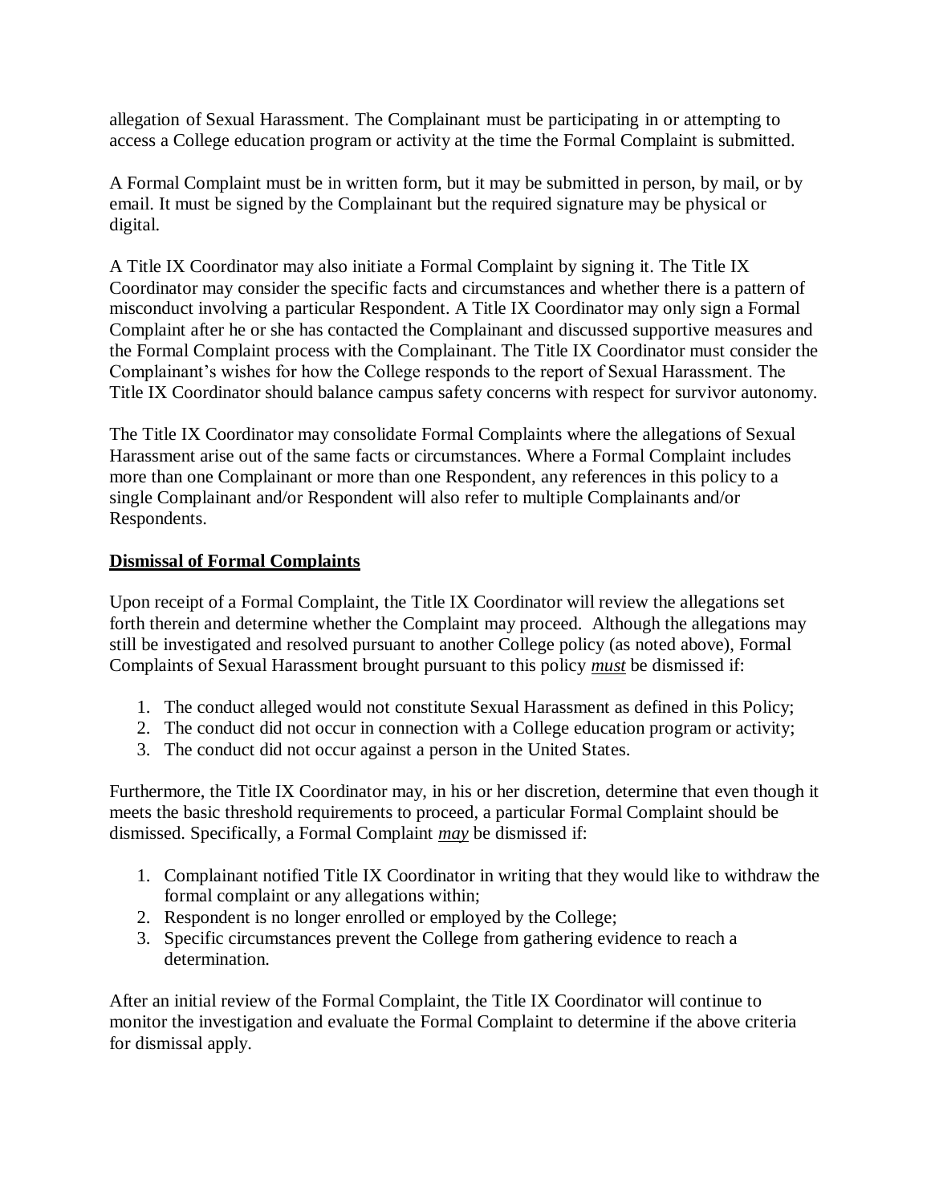allegation of Sexual Harassment. The Complainant must be participating in or attempting to access a College education program or activity at the time the Formal Complaint is submitted.

A Formal Complaint must be in written form, but it may be submitted in person, by mail, or by email. It must be signed by the Complainant but the required signature may be physical or digital.

A Title IX Coordinator may also initiate a Formal Complaint by signing it. The Title IX Coordinator may consider the specific facts and circumstances and whether there is a pattern of misconduct involving a particular Respondent. A Title IX Coordinator may only sign a Formal Complaint after he or she has contacted the Complainant and discussed supportive measures and the Formal Complaint process with the Complainant. The Title IX Coordinator must consider the Complainant's wishes for how the College responds to the report of Sexual Harassment. The Title IX Coordinator should balance campus safety concerns with respect for survivor autonomy.

The Title IX Coordinator may consolidate Formal Complaints where the allegations of Sexual Harassment arise out of the same facts or circumstances. Where a Formal Complaint includes more than one Complainant or more than one Respondent, any references in this policy to a single Complainant and/or Respondent will also refer to multiple Complainants and/or Respondents.

## Dismissal of Formal Complaints

Upon receipt of a Formal Complaint, the Title IX Coordinator will review the allegations set forth therein and determine whether the Complaint may proceed. Although the allegations may still be investigated and resolved pursuant to another College policy (as noted above), Formal Complaints of Sexual Harassment brought pursuant to this policy ***must*** be dismissed if:

1. The conduct alleged would not constitute Sexual Harassment as defined in this Policy;
2. The conduct did not occur in connection with a College education program or activity;
3. The conduct did not occur against a person in the United States.

Furthermore, the Title IX Coordinator may, in his or her discretion, determine that even though it meets the basic threshold requirements to proceed, a particular Formal Complaint should be dismissed. Specifically, a Formal Complaint ***may*** be dismissed if:

1. Complainant notified Title IX Coordinator in writing that they would like to withdraw the formal complaint or any allegations within;
2. Respondent is no longer enrolled or employed by the College;
3. Specific circumstances prevent the College from gathering evidence to reach a determination.

After an initial review of the Formal Complaint, the Title IX Coordinator will continue to monitor the investigation and evaluate the Formal Complaint to determine if the above criteria for dismissal apply.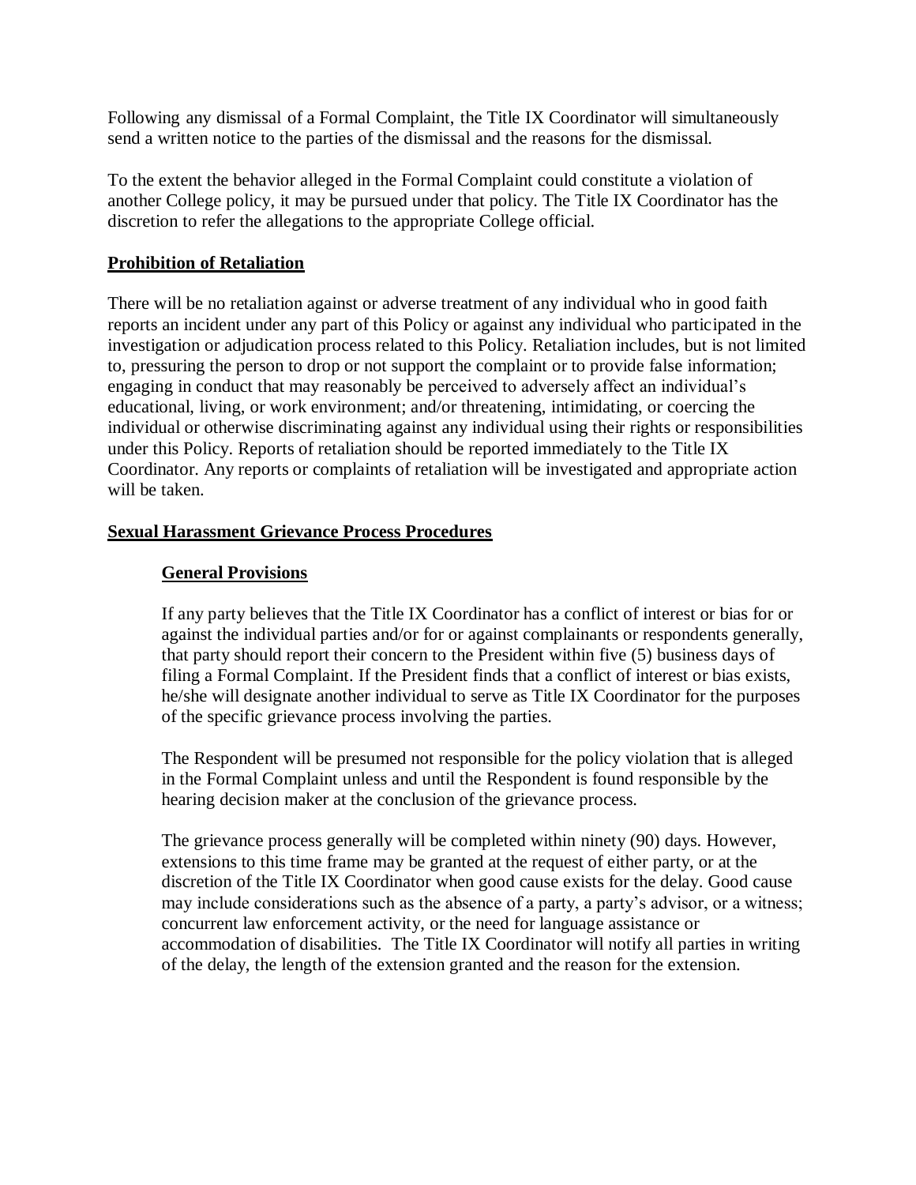Following any dismissal of a Formal Complaint, the Title IX Coordinator will simultaneously send a written notice to the parties of the dismissal and the reasons for the dismissal.

To the extent the behavior alleged in the Formal Complaint could constitute a violation of another College policy, it may be pursued under that policy. The Title IX Coordinator has the discretion to refer the allegations to the appropriate College official.

## Prohibition of Retaliation

There will be no retaliation against or adverse treatment of any individual who in good faith reports an incident under any part of this Policy or against any individual who participated in the investigation or adjudication process related to this Policy. Retaliation includes, but is not limited to, pressuring the person to drop or not support the complaint or to provide false information; engaging in conduct that may reasonably be perceived to adversely affect an individual's educational, living, or work environment; and/or threatening, intimidating, or coercing the individual or otherwise discriminating against any individual using their rights or responsibilities under this Policy. Reports of retaliation should be reported immediately to the Title IX Coordinator. Any reports or complaints of retaliation will be investigated and appropriate action will be taken.

## Sexual Harassment Grievance Process Procedures

### General Provisions

If any party believes that the Title IX Coordinator has a conflict of interest or bias for or against the individual parties and/or for or against complainants or respondents generally, that party should report their concern to the President within five (5) business days of filing a Formal Complaint. If the President finds that a conflict of interest or bias exists, he/she will designate another individual to serve as Title IX Coordinator for the purposes of the specific grievance process involving the parties.

The Respondent will be presumed not responsible for the policy violation that is alleged in the Formal Complaint unless and until the Respondent is found responsible by the hearing decision maker at the conclusion of the grievance process.

The grievance process generally will be completed within ninety (90) days. However, extensions to this time frame may be granted at the request of either party, or at the discretion of the Title IX Coordinator when good cause exists for the delay. Good cause may include considerations such as the absence of a party, a party's advisor, or a witness; concurrent law enforcement activity, or the need for language assistance or accommodation of disabilities. The Title IX Coordinator will notify all parties in writing of the delay, the length of the extension granted and the reason for the extension.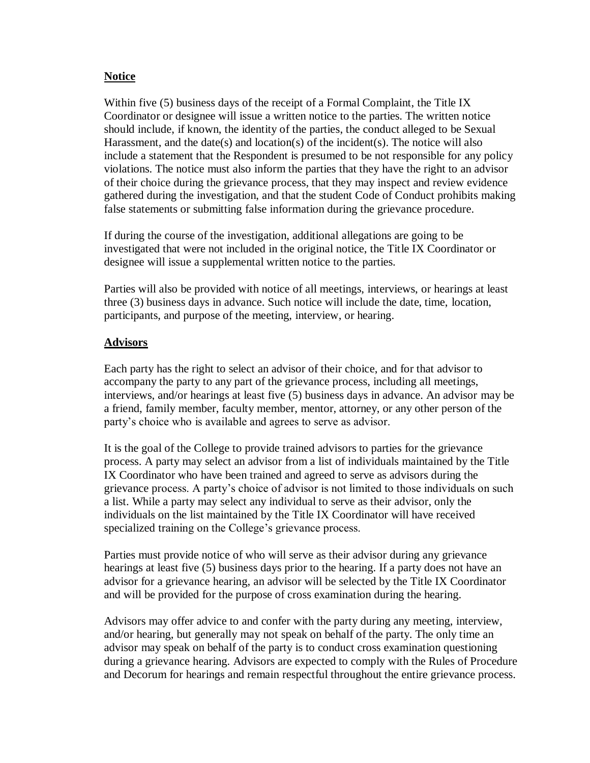**Notice**

Within five (5) business days of the receipt of a Formal Complaint, the Title IX Coordinator or designee will issue a written notice to the parties. The written notice should include, if known, the identity of the parties, the conduct alleged to be Sexual Harassment, and the date(s) and location(s) of the incident(s). The notice will also include a statement that the Respondent is presumed to be not responsible for any policy violations. The notice must also inform the parties that they have the right to an advisor of their choice during the grievance process, that they may inspect and review evidence gathered during the investigation, and that the student Code of Conduct prohibits making false statements or submitting false information during the grievance procedure.

If during the course of the investigation, additional allegations are going to be investigated that were not included in the original notice, the Title IX Coordinator or designee will issue a supplemental written notice to the parties.

Parties will also be provided with notice of all meetings, interviews, or hearings at least three (3) business days in advance. Such notice will include the date, time, location, participants, and purpose of the meeting, interview, or hearing.

**Advisors**

Each party has the right to select an advisor of their choice, and for that advisor to accompany the party to any part of the grievance process, including all meetings, interviews, and/or hearings at least five (5) business days in advance. An advisor may be a friend, family member, faculty member, mentor, attorney, or any other person of the party's choice who is available and agrees to serve as advisor.

It is the goal of the College to provide trained advisors to parties for the grievance process. A party may select an advisor from a list of individuals maintained by the Title IX Coordinator who have been trained and agreed to serve as advisors during the grievance process. A party's choice of advisor is not limited to those individuals on such a list. While a party may select any individual to serve as their advisor, only the individuals on the list maintained by the Title IX Coordinator will have received specialized training on the College's grievance process.

Parties must provide notice of who will serve as their advisor during any grievance hearings at least five (5) business days prior to the hearing. If a party does not have an advisor for a grievance hearing, an advisor will be selected by the Title IX Coordinator and will be provided for the purpose of cross examination during the hearing.

Advisors may offer advice to and confer with the party during any meeting, interview, and/or hearing, but generally may not speak on behalf of the party. The only time an advisor may speak on behalf of the party is to conduct cross examination questioning during a grievance hearing. Advisors are expected to comply with the Rules of Procedure and Decorum for hearings and remain respectful throughout the entire grievance process.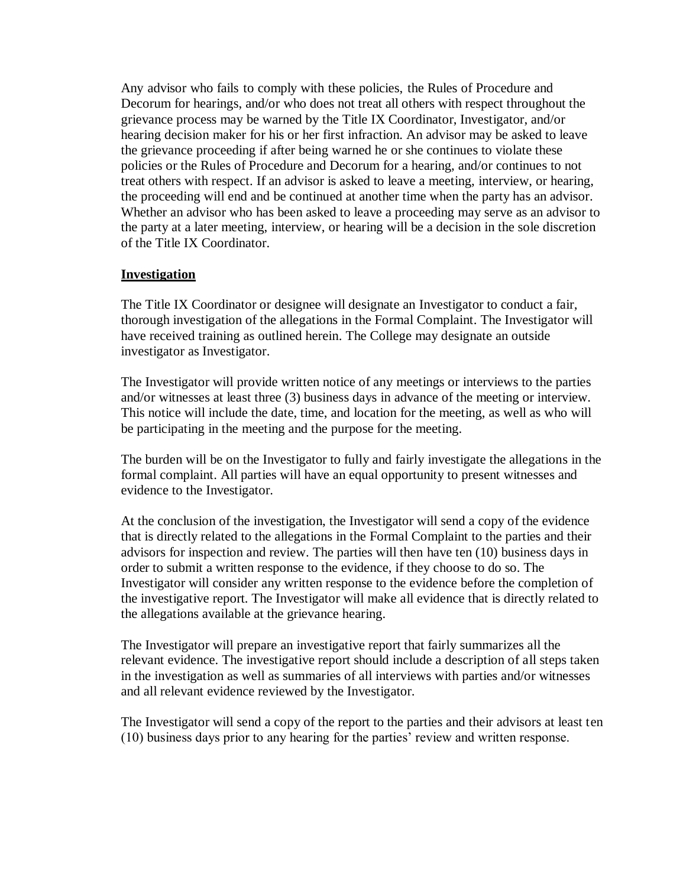Any advisor who fails to comply with these policies, the Rules of Procedure and Decorum for hearings, and/or who does not treat all others with respect throughout the grievance process may be warned by the Title IX Coordinator, Investigator, and/or hearing decision maker for his or her first infraction. An advisor may be asked to leave the grievance proceeding if after being warned he or she continues to violate these policies or the Rules of Procedure and Decorum for a hearing, and/or continues to not treat others with respect. If an advisor is asked to leave a meeting, interview, or hearing, the proceeding will end and be continued at another time when the party has an advisor. Whether an advisor who has been asked to leave a proceeding may serve as an advisor to the party at a later meeting, interview, or hearing will be a decision in the sole discretion of the Title IX Coordinator.

**Investigation**

The Title IX Coordinator or designee will designate an Investigator to conduct a fair, thorough investigation of the allegations in the Formal Complaint. The Investigator will have received training as outlined herein. The College may designate an outside investigator as Investigator.

The Investigator will provide written notice of any meetings or interviews to the parties and/or witnesses at least three (3) business days in advance of the meeting or interview. This notice will include the date, time, and location for the meeting, as well as who will be participating in the meeting and the purpose for the meeting.

The burden will be on the Investigator to fully and fairly investigate the allegations in the formal complaint. All parties will have an equal opportunity to present witnesses and evidence to the Investigator.

At the conclusion of the investigation, the Investigator will send a copy of the evidence that is directly related to the allegations in the Formal Complaint to the parties and their advisors for inspection and review. The parties will then have ten (10) business days in order to submit a written response to the evidence, if they choose to do so. The Investigator will consider any written response to the evidence before the completion of the investigative report. The Investigator will make all evidence that is directly related to the allegations available at the grievance hearing.

The Investigator will prepare an investigative report that fairly summarizes all the relevant evidence. The investigative report should include a description of all steps taken in the investigation as well as summaries of all interviews with parties and/or witnesses and all relevant evidence reviewed by the Investigator.

The Investigator will send a copy of the report to the parties and their advisors at least ten (10) business days prior to any hearing for the parties' review and written response.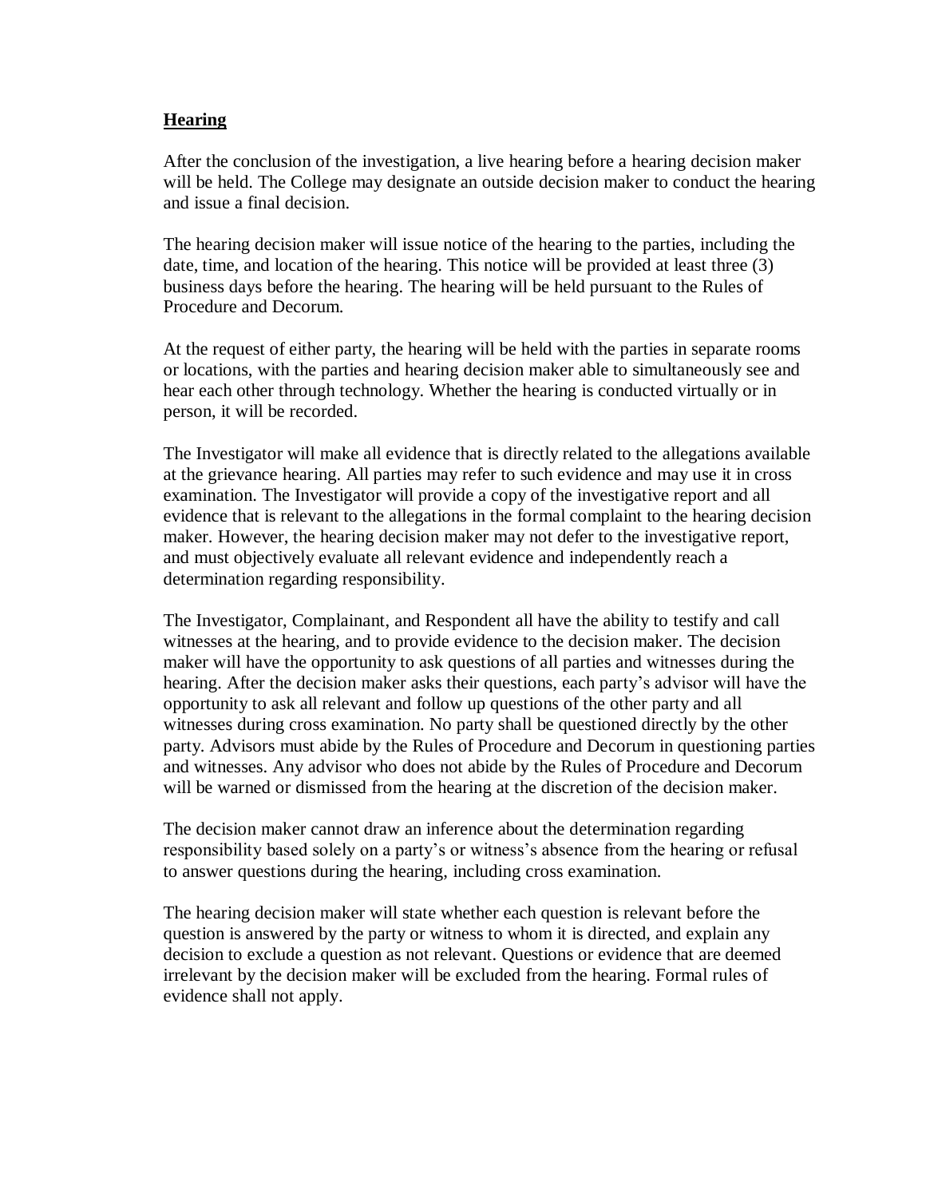## Hearing

After the conclusion of the investigation, a live hearing before a hearing decision maker will be held. The College may designate an outside decision maker to conduct the hearing and issue a final decision.

The hearing decision maker will issue notice of the hearing to the parties, including the date, time, and location of the hearing. This notice will be provided at least three (3) business days before the hearing. The hearing will be held pursuant to the Rules of Procedure and Decorum.

At the request of either party, the hearing will be held with the parties in separate rooms or locations, with the parties and hearing decision maker able to simultaneously see and hear each other through technology. Whether the hearing is conducted virtually or in person, it will be recorded.

The Investigator will make all evidence that is directly related to the allegations available at the grievance hearing. All parties may refer to such evidence and may use it in cross examination. The Investigator will provide a copy of the investigative report and all evidence that is relevant to the allegations in the formal complaint to the hearing decision maker. However, the hearing decision maker may not defer to the investigative report, and must objectively evaluate all relevant evidence and independently reach a determination regarding responsibility.

The Investigator, Complainant, and Respondent all have the ability to testify and call witnesses at the hearing, and to provide evidence to the decision maker. The decision maker will have the opportunity to ask questions of all parties and witnesses during the hearing. After the decision maker asks their questions, each party's advisor will have the opportunity to ask all relevant and follow up questions of the other party and all witnesses during cross examination. No party shall be questioned directly by the other party. Advisors must abide by the Rules of Procedure and Decorum in questioning parties and witnesses. Any advisor who does not abide by the Rules of Procedure and Decorum will be warned or dismissed from the hearing at the discretion of the decision maker.

The decision maker cannot draw an inference about the determination regarding responsibility based solely on a party's or witness's absence from the hearing or refusal to answer questions during the hearing, including cross examination.

The hearing decision maker will state whether each question is relevant before the question is answered by the party or witness to whom it is directed, and explain any decision to exclude a question as not relevant. Questions or evidence that are deemed irrelevant by the decision maker will be excluded from the hearing. Formal rules of evidence shall not apply.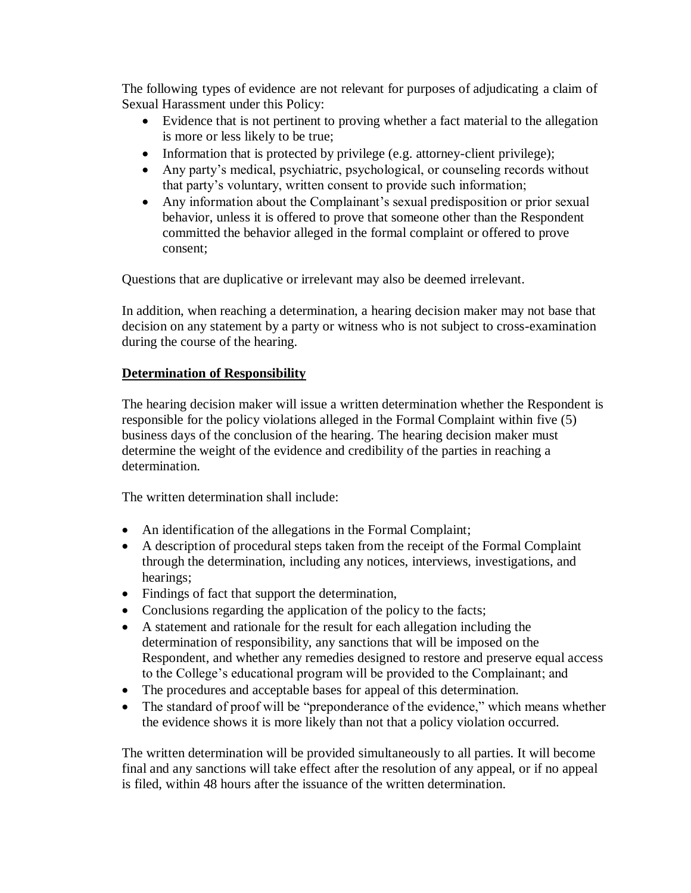The following types of evidence are not relevant for purposes of adjudicating a claim of Sexual Harassment under this Policy:

- Evidence that is not pertinent to proving whether a fact material to the allegation is more or less likely to be true;
- Information that is protected by privilege (e.g. attorney-client privilege);
- Any party's medical, psychiatric, psychological, or counseling records without that party's voluntary, written consent to provide such information;
- Any information about the Complainant's sexual predisposition or prior sexual behavior, unless it is offered to prove that someone other than the Respondent committed the behavior alleged in the formal complaint or offered to prove consent;

Questions that are duplicative or irrelevant may also be deemed irrelevant.

In addition, when reaching a determination, a hearing decision maker may not base that decision on any statement by a party or witness who is not subject to cross-examination during the course of the hearing.

**Determination of Responsibility**

The hearing decision maker will issue a written determination whether the Respondent is responsible for the policy violations alleged in the Formal Complaint within five (5) business days of the conclusion of the hearing. The hearing decision maker must determine the weight of the evidence and credibility of the parties in reaching a determination.

The written determination shall include:

- An identification of the allegations in the Formal Complaint;
- A description of procedural steps taken from the receipt of the Formal Complaint through the determination, including any notices, interviews, investigations, and hearings;
- Findings of fact that support the determination,
- Conclusions regarding the application of the policy to the facts;
- A statement and rationale for the result for each allegation including the determination of responsibility, any sanctions that will be imposed on the Respondent, and whether any remedies designed to restore and preserve equal access to the College's educational program will be provided to the Complainant; and
- The procedures and acceptable bases for appeal of this determination.
- The standard of proof will be "preponderance of the evidence," which means whether the evidence shows it is more likely than not that a policy violation occurred.

The written determination will be provided simultaneously to all parties. It will become final and any sanctions will take effect after the resolution of any appeal, or if no appeal is filed, within 48 hours after the issuance of the written determination.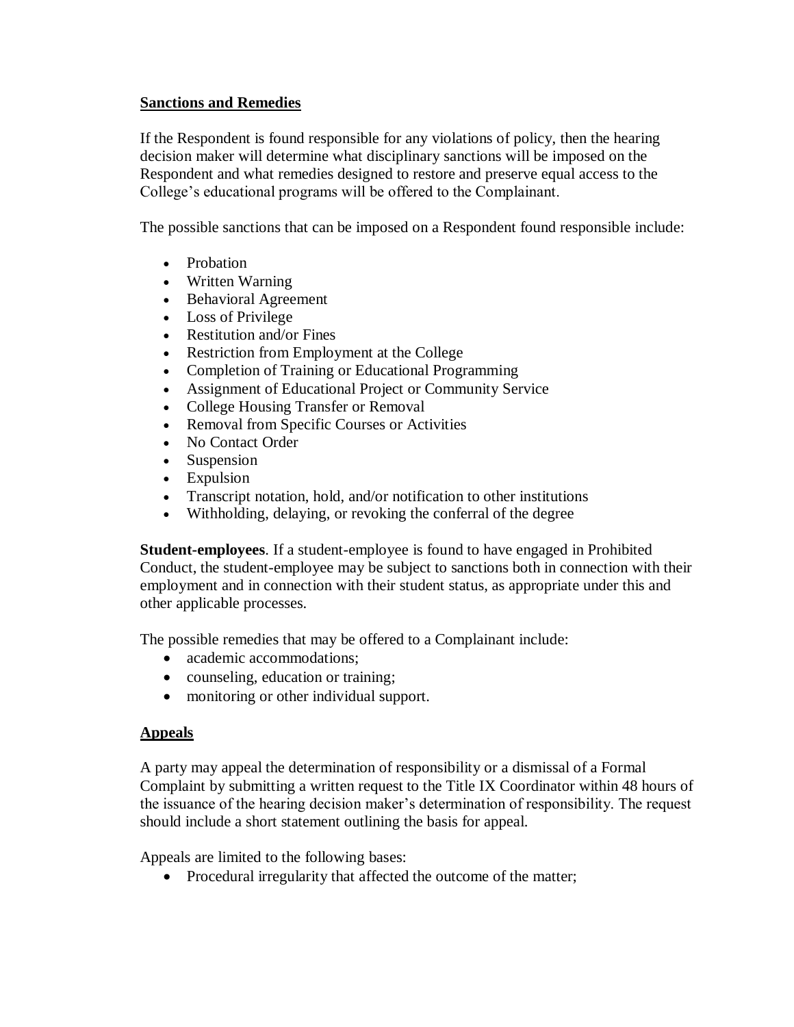**Sanctions and Remedies**

If the Respondent is found responsible for any violations of policy, then the hearing decision maker will determine what disciplinary sanctions will be imposed on the Respondent and what remedies designed to restore and preserve equal access to the College's educational programs will be offered to the Complainant.

The possible sanctions that can be imposed on a Respondent found responsible include:

- Probation
- Written Warning
- Behavioral Agreement
- Loss of Privilege
- Restitution and/or Fines
- Restriction from Employment at the College
- Completion of Training or Educational Programming
- Assignment of Educational Project or Community Service
- College Housing Transfer or Removal
- Removal from Specific Courses or Activities
- No Contact Order
- Suspension
- Expulsion
- Transcript notation, hold, and/or notification to other institutions
- Withholding, delaying, or revoking the conferral of the degree

**Student-employees**. If a student-employee is found to have engaged in Prohibited Conduct, the student-employee may be subject to sanctions both in connection with their employment and in connection with their student status, as appropriate under this and other applicable processes.

The possible remedies that may be offered to a Complainant include:

- academic accommodations;
- counseling, education or training;
- monitoring or other individual support.

**Appeals**

A party may appeal the determination of responsibility or a dismissal of a Formal Complaint by submitting a written request to the Title IX Coordinator within 48 hours of the issuance of the hearing decision maker's determination of responsibility. The request should include a short statement outlining the basis for appeal.

Appeals are limited to the following bases:

- Procedural irregularity that affected the outcome of the matter;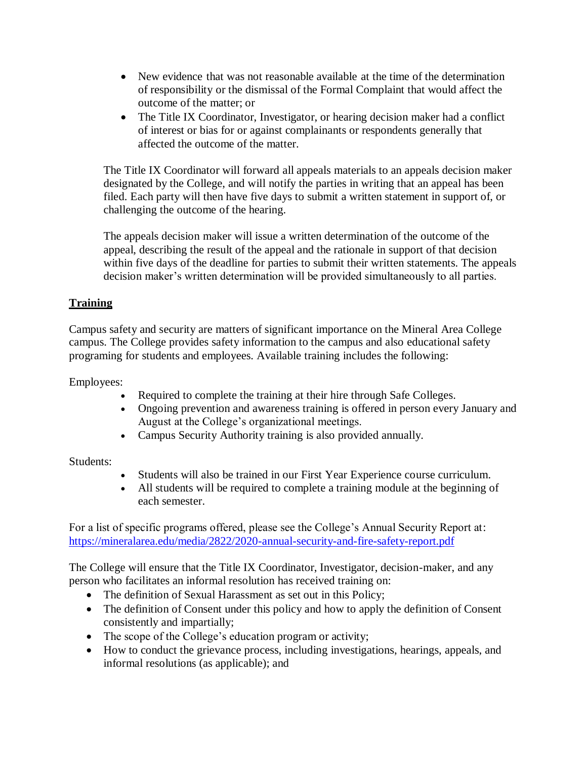- New evidence that was not reasonable available at the time of the determination of responsibility or the dismissal of the Formal Complaint that would affect the outcome of the matter; or
- The Title IX Coordinator, Investigator, or hearing decision maker had a conflict of interest or bias for or against complainants or respondents generally that affected the outcome of the matter.

The Title IX Coordinator will forward all appeals materials to an appeals decision maker designated by the College, and will notify the parties in writing that an appeal has been filed. Each party will then have five days to submit a written statement in support of, or challenging the outcome of the hearing.

The appeals decision maker will issue a written determination of the outcome of the appeal, describing the result of the appeal and the rationale in support of that decision within five days of the deadline for parties to submit their written statements. The appeals decision maker's written determination will be provided simultaneously to all parties.

## Training

Campus safety and security are matters of significant importance on the Mineral Area College campus. The College provides safety information to the campus and also educational safety programing for students and employees. Available training includes the following:

Employees:

- Required to complete the training at their hire through Safe Colleges.
- Ongoing prevention and awareness training is offered in person every January and August at the College's organizational meetings.
- Campus Security Authority training is also provided annually.

Students:

- Students will also be trained in our First Year Experience course curriculum.
- All students will be required to complete a training module at the beginning of each semester.

For a list of specific programs offered, please see the College's Annual Security Report at: https://mineralarea.edu/media/2822/2020-annual-security-and-fire-safety-report.pdf

The College will ensure that the Title IX Coordinator, Investigator, decision-maker, and any person who facilitates an informal resolution has received training on:

- The definition of Sexual Harassment as set out in this Policy;
- The definition of Consent under this policy and how to apply the definition of Consent consistently and impartially;
- The scope of the College's education program or activity;
- How to conduct the grievance process, including investigations, hearings, appeals, and informal resolutions (as applicable); and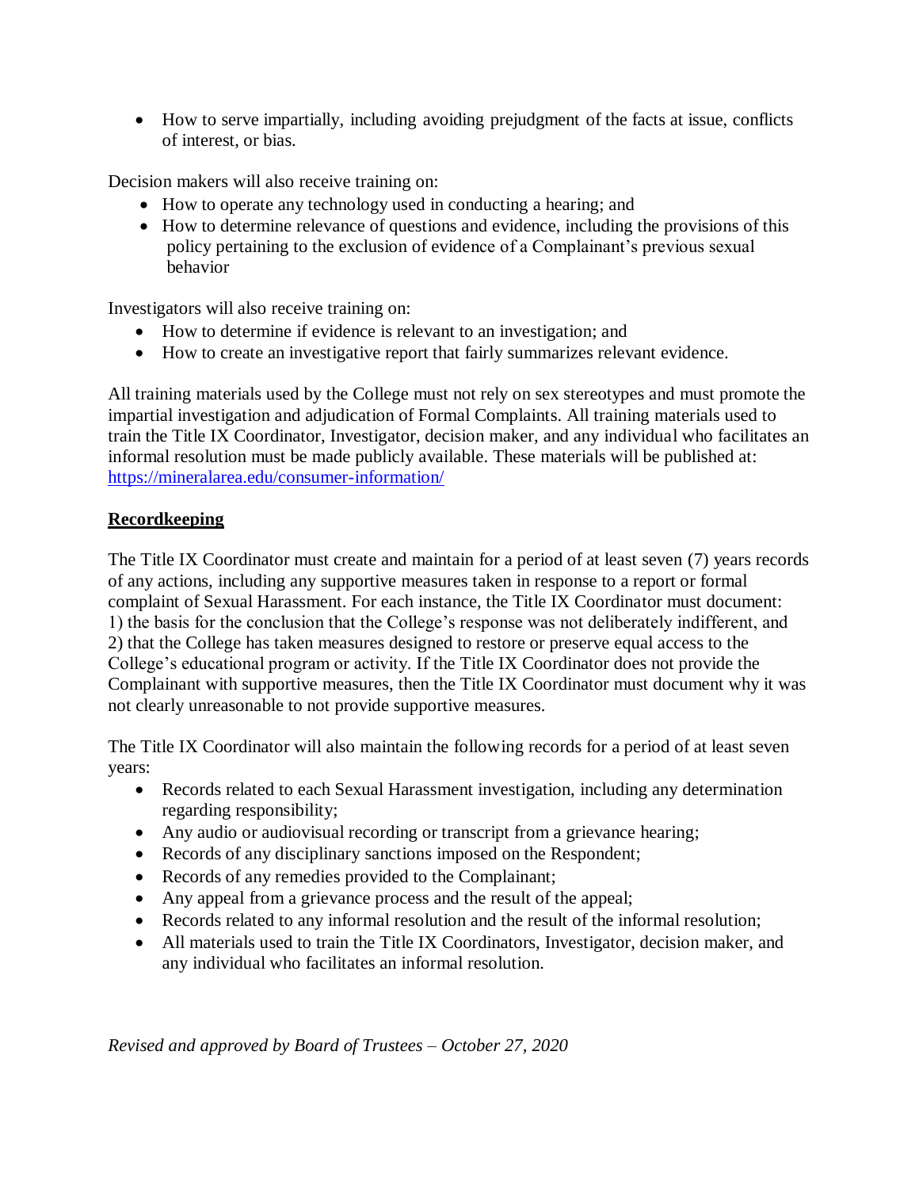- How to serve impartially, including avoiding prejudgment of the facts at issue, conflicts of interest, or bias.

Decision makers will also receive training on:

- How to operate any technology used in conducting a hearing; and
- How to determine relevance of questions and evidence, including the provisions of this policy pertaining to the exclusion of evidence of a Complainant's previous sexual behavior

Investigators will also receive training on:

- How to determine if evidence is relevant to an investigation; and
- How to create an investigative report that fairly summarizes relevant evidence.

All training materials used by the College must not rely on sex stereotypes and must promote the impartial investigation and adjudication of Formal Complaints. All training materials used to train the Title IX Coordinator, Investigator, decision maker, and any individual who facilitates an informal resolution must be made publicly available. These materials will be published at: [https://mineralarea.edu/consumer-information/](https://mineralarea.edu/consumer-information/)

## Recordkeeping

The Title IX Coordinator must create and maintain for a period of at least seven (7) years records of any actions, including any supportive measures taken in response to a report or formal complaint of Sexual Harassment. For each instance, the Title IX Coordinator must document: 1) the basis for the conclusion that the College's response was not deliberately indifferent, and 2) that the College has taken measures designed to restore or preserve equal access to the College's educational program or activity. If the Title IX Coordinator does not provide the Complainant with supportive measures, then the Title IX Coordinator must document why it was not clearly unreasonable to not provide supportive measures.

The Title IX Coordinator will also maintain the following records for a period of at least seven years:

- Records related to each Sexual Harassment investigation, including any determination regarding responsibility;
- Any audio or audiovisual recording or transcript from a grievance hearing;
- Records of any disciplinary sanctions imposed on the Respondent;
- Records of any remedies provided to the Complainant;
- Any appeal from a grievance process and the result of the appeal;
- Records related to any informal resolution and the result of the informal resolution;
- All materials used to train the Title IX Coordinators, Investigator, decision maker, and any individual who facilitates an informal resolution.

*Revised and approved by Board of Trustees – October 27, 2020*